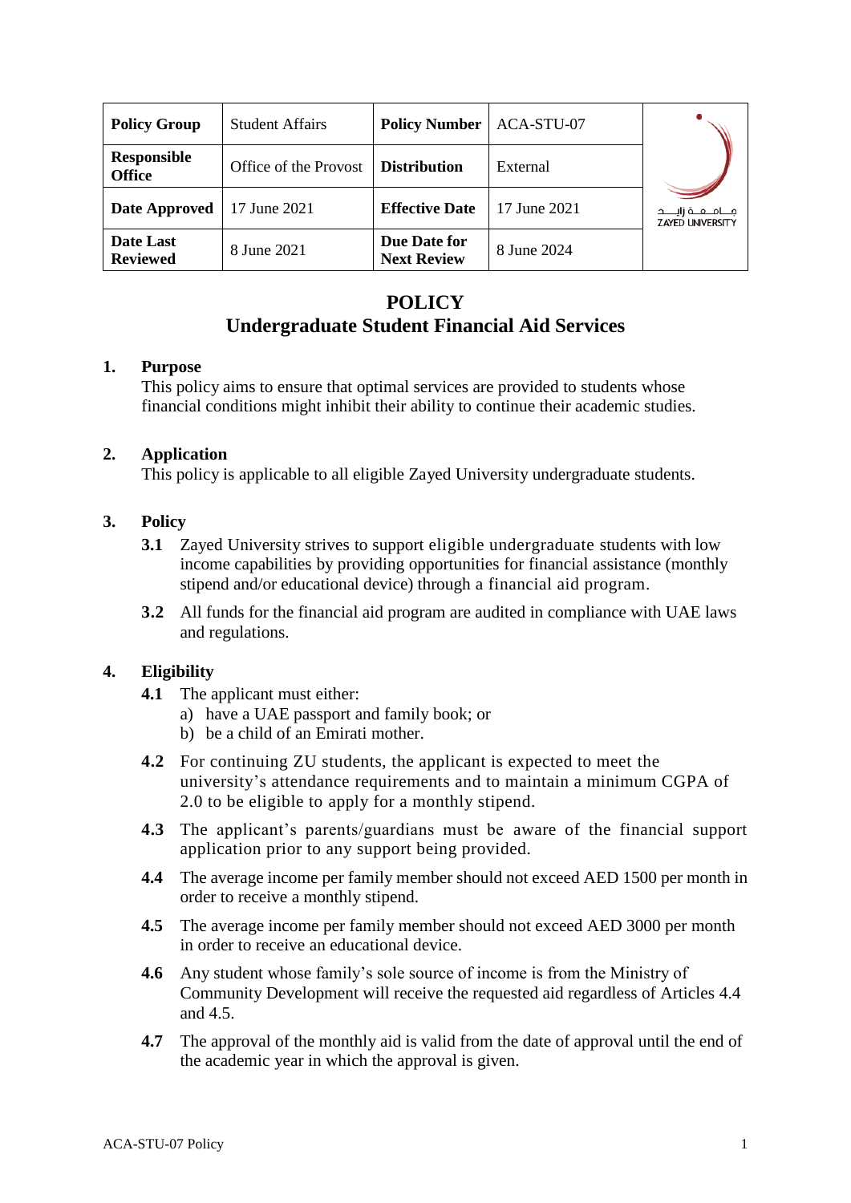| Policy Group | Student Affairs | Policy Number | ACA-STU-07 |
|---|---|---|---|
| Responsible Office | Office of the Provost | Distribution | External |
| Date Approved | 17 June 2021 | Effective Date | 17 June 2021 |
| Date Last Reviewed | 8 June 2021 | Due Date for Next Review | 8 June 2024 |

# POLICY
# Undergraduate Student Financial Aid Services

## 1. Purpose

This policy aims to ensure that optimal services are provided to students whose financial conditions might inhibit their ability to continue their academic studies.

## 2. Application

This policy is applicable to all eligible Zayed University undergraduate students.

## 3. Policy

**3.1** Zayed University strives to support eligible undergraduate students with low income capabilities by providing opportunities for financial assistance (monthly stipend and/or educational device) through a financial aid program.

**3.2** All funds for the financial aid program are audited in compliance with UAE laws and regulations.

## 4. Eligibility

**4.1** The applicant must either:

a) have a UAE passport and family book; or
b) be a child of an Emirati mother.

**4.2** For continuing ZU students, the applicant is expected to meet the university's attendance requirements and to maintain a minimum CGPA of 2.0 to be eligible to apply for a monthly stipend.

**4.3** The applicant's parents/guardians must be aware of the financial support application prior to any support being provided.

**4.4** The average income per family member should not exceed AED 1500 per month in order to receive a monthly stipend.

**4.5** The average income per family member should not exceed AED 3000 per month in order to receive an educational device.

**4.6** Any student whose family's sole source of income is from the Ministry of Community Development will receive the requested aid regardless of Articles 4.4 and 4.5.

**4.7** The approval of the monthly aid is valid from the date of approval until the end of the academic year in which the approval is given.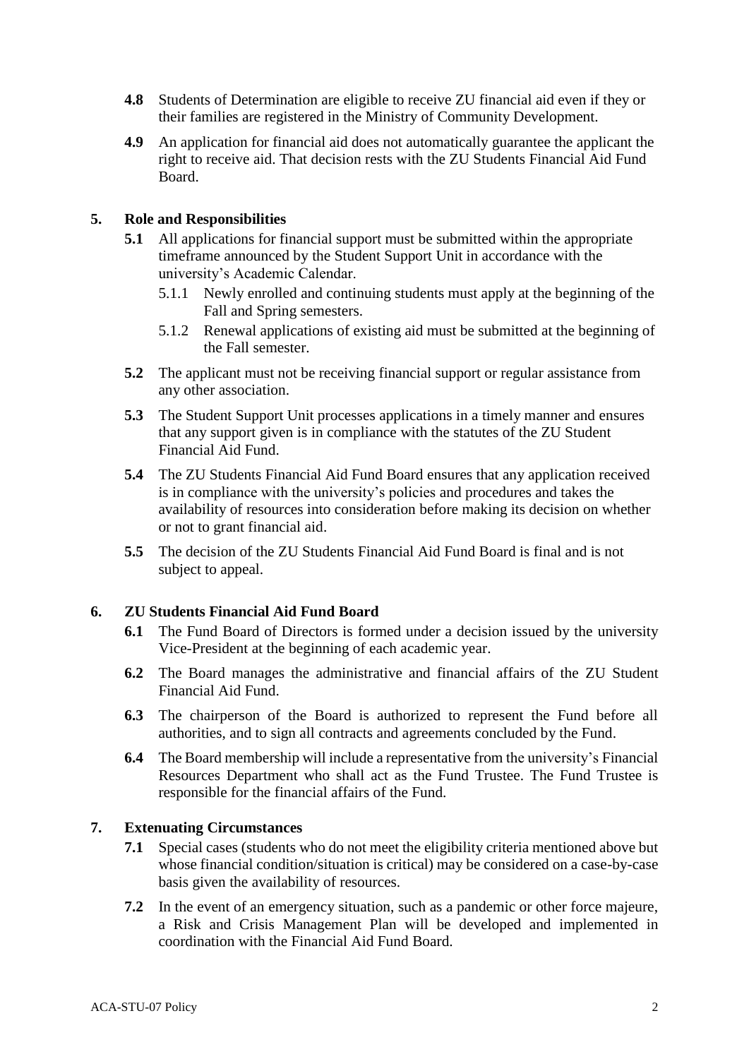- **4.8** Students of Determination are eligible to receive ZU financial aid even if they or their families are registered in the Ministry of Community Development.
- **4.9** An application for financial aid does not automatically guarantee the applicant the right to receive aid. That decision rests with the ZU Students Financial Aid Fund Board.

## 5. Role and Responsibilities

- **5.1** All applications for financial support must be submitted within the appropriate timeframe announced by the Student Support Unit in accordance with the university's Academic Calendar.
  - 5.1.1 Newly enrolled and continuing students must apply at the beginning of the Fall and Spring semesters.
  - 5.1.2 Renewal applications of existing aid must be submitted at the beginning of the Fall semester.
- **5.2** The applicant must not be receiving financial support or regular assistance from any other association.
- **5.3** The Student Support Unit processes applications in a timely manner and ensures that any support given is in compliance with the statutes of the ZU Student Financial Aid Fund.
- **5.4** The ZU Students Financial Aid Fund Board ensures that any application received is in compliance with the university's policies and procedures and takes the availability of resources into consideration before making its decision on whether or not to grant financial aid.
- **5.5** The decision of the ZU Students Financial Aid Fund Board is final and is not subject to appeal.

## 6. ZU Students Financial Aid Fund Board

- **6.1** The Fund Board of Directors is formed under a decision issued by the university Vice-President at the beginning of each academic year.
- **6.2** The Board manages the administrative and financial affairs of the ZU Student Financial Aid Fund.
- **6.3** The chairperson of the Board is authorized to represent the Fund before all authorities, and to sign all contracts and agreements concluded by the Fund.
- **6.4** The Board membership will include a representative from the university's Financial Resources Department who shall act as the Fund Trustee. The Fund Trustee is responsible for the financial affairs of the Fund.

## 7. Extenuating Circumstances

- **7.1** Special cases (students who do not meet the eligibility criteria mentioned above but whose financial condition/situation is critical) may be considered on a case-by-case basis given the availability of resources.
- **7.2** In the event of an emergency situation, such as a pandemic or other force majeure, a Risk and Crisis Management Plan will be developed and implemented in coordination with the Financial Aid Fund Board.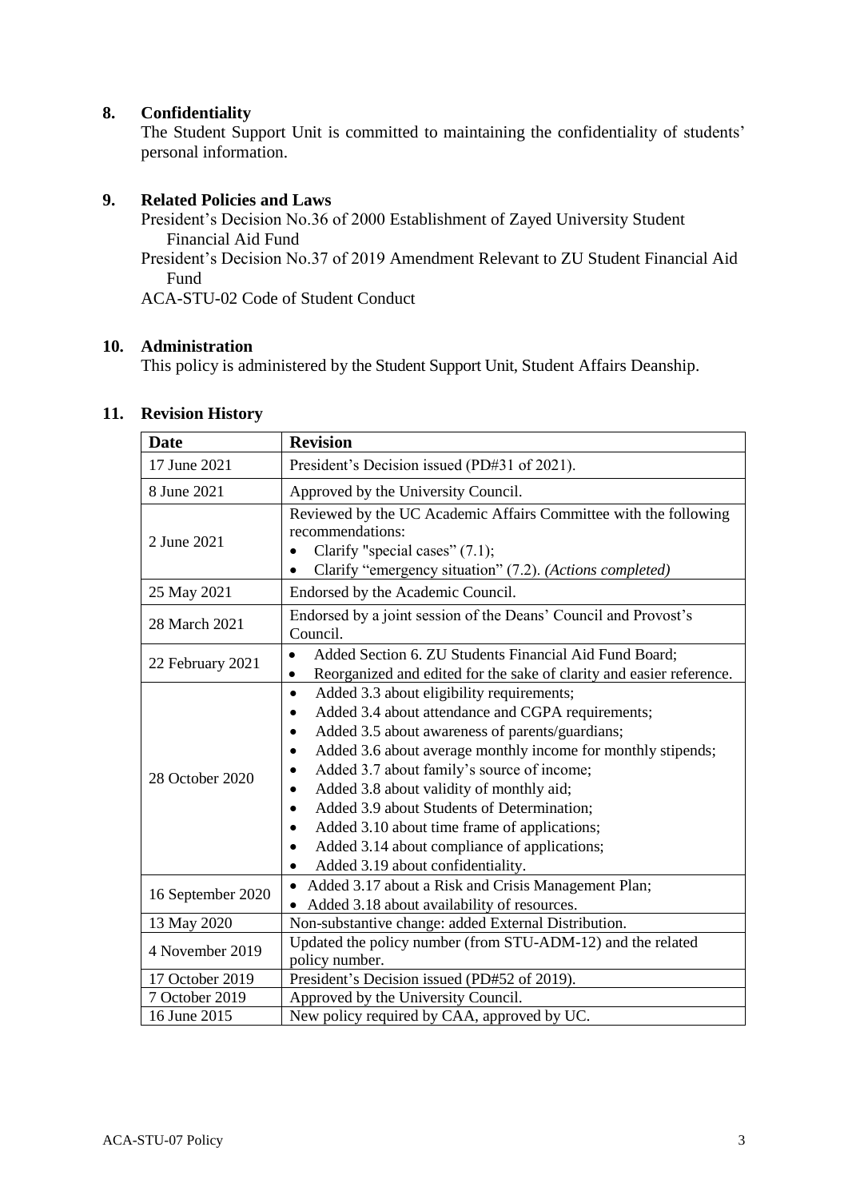## 8. Confidentiality

The Student Support Unit is committed to maintaining the confidentiality of students' personal information.

## 9. Related Policies and Laws

President's Decision No.36 of 2000 Establishment of Zayed University Student Financial Aid Fund

President's Decision No.37 of 2019 Amendment Relevant to ZU Student Financial Aid Fund

ACA-STU-02 Code of Student Conduct

## 10. Administration

This policy is administered by the Student Support Unit, Student Affairs Deanship.

## 11. Revision History

| Date | Revision |
|---|---|
| 17 June 2021 | President's Decision issued (PD#31 of 2021). |
| 8 June 2021 | Approved by the University Council. |
| 2 June 2021 | Reviewed by the UC Academic Affairs Committee with the following recommendations:<br>• Clarify "special cases" (7.1);<br>• Clarify "emergency situation" (7.2). *(Actions completed)* |
| 25 May 2021 | Endorsed by the Academic Council. |
| 28 March 2021 | Endorsed by a joint session of the Deans' Council and Provost's Council. |
| 22 February 2021 | • Added Section 6. ZU Students Financial Aid Fund Board;<br>• Reorganized and edited for the sake of clarity and easier reference. |
| 28 October 2020 | • Added 3.3 about eligibility requirements;<br>• Added 3.4 about attendance and CGPA requirements;<br>• Added 3.5 about awareness of parents/guardians;<br>• Added 3.6 about average monthly income for monthly stipends;<br>• Added 3.7 about family's source of income;<br>• Added 3.8 about validity of monthly aid;<br>• Added 3.9 about Students of Determination;<br>• Added 3.10 about time frame of applications;<br>• Added 3.14 about compliance of applications;<br>• Added 3.19 about confidentiality. |
| 16 September 2020 | • Added 3.17 about a Risk and Crisis Management Plan;<br>• Added 3.18 about availability of resources. |
| 13 May 2020 | Non-substantive change: added External Distribution. |
| 4 November 2019 | Updated the policy number (from STU-ADM-12) and the related policy number. |
| 17 October 2019 | President's Decision issued (PD#52 of 2019). |
| 7 October 2019 | Approved by the University Council. |
| 16 June 2015 | New policy required by CAA, approved by UC. |